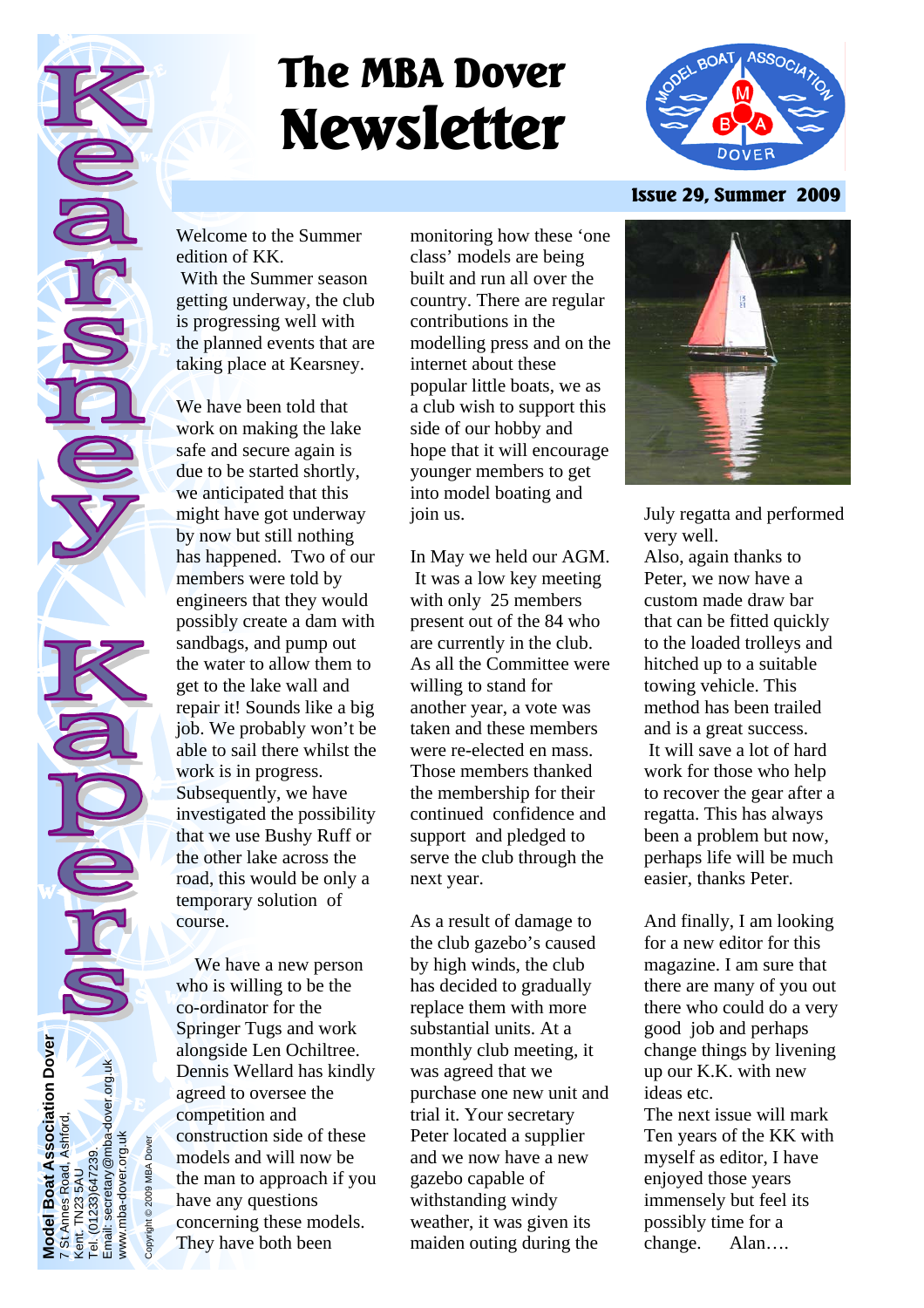# The MBA Dover Newsletter

**Kearsney Kapers**

**Issue 29, Summer 2009**

Welcome to the Summer edition of KK.
With the Summer season getting underway, the club is progressing well with the planned events that are taking place at Kearsney.

We have been told that work on making the lake safe and secure again is due to be started shortly, we anticipated that this might have got underway by now but still nothing has happened. Two of our members were told by engineers that they would possibly create a dam with sandbags, and pump out the water to allow them to get to the lake wall and repair it! Sounds like a big job. We probably won't be able to sail there whilst the work is in progress. Subsequently, we have investigated the possibility that we use Bushy Ruff or the other lake across the road, this would be only a temporary solution of course.

We have a new person who is willing to be the co-ordinator for the Springer Tugs and work alongside Len Ochiltree. Dennis Wellard has kindly agreed to oversee the competition and construction side of these models and will now be the man to approach if you have any questions concerning these models. They have both been monitoring how these 'one class' models are being built and run all over the country. There are regular contributions in the modelling press and on the internet about these popular little boats, we as a club wish to support this side of our hobby and hope that it will encourage younger members to get into model boating and join us.

In May we held our AGM. It was a low key meeting with only 25 members present out of the 84 who are currently in the club. As all the Committee were willing to stand for another year, a vote was taken and these members were re-elected en mass. Those members thanked the membership for their continued confidence and support and pledged to serve the club through the next year.

As a result of damage to the club gazebo's caused by high winds, the club has decided to gradually replace them with more substantial units. At a monthly club meeting, it was agreed that we purchase one new unit and trial it. Your secretary Peter located a supplier and we now have a new gazebo capable of withstanding windy weather, it was given its maiden outing during the July regatta and performed very well.
Also, again thanks to Peter, we now have a custom made draw bar that can be fitted quickly to the loaded trolleys and hitched up to a suitable towing vehicle. This method has been trailed and is a great success.
It will save a lot of hard work for those who help to recover the gear after a regatta. This has always been a problem but now, perhaps life will be much easier, thanks Peter.

And finally, I am looking for a new editor for this magazine. I am sure that there are many of you out there who could do a very good job and perhaps change things by livening up our K.K. with new ideas etc.
The next issue will mark Ten years of the KK with myself as editor, I have enjoyed those years immensely but feel its possibly time for a change. Alan….

**Model Boat Association Dover**
7 St Annes Road, Ashford, Kent, TN23 5AU
Tel. (01233)647239.
Email: secretary@mba-dover.org.uk
www.mba-dover.org.uk

Copyright © 2009 MBA Dover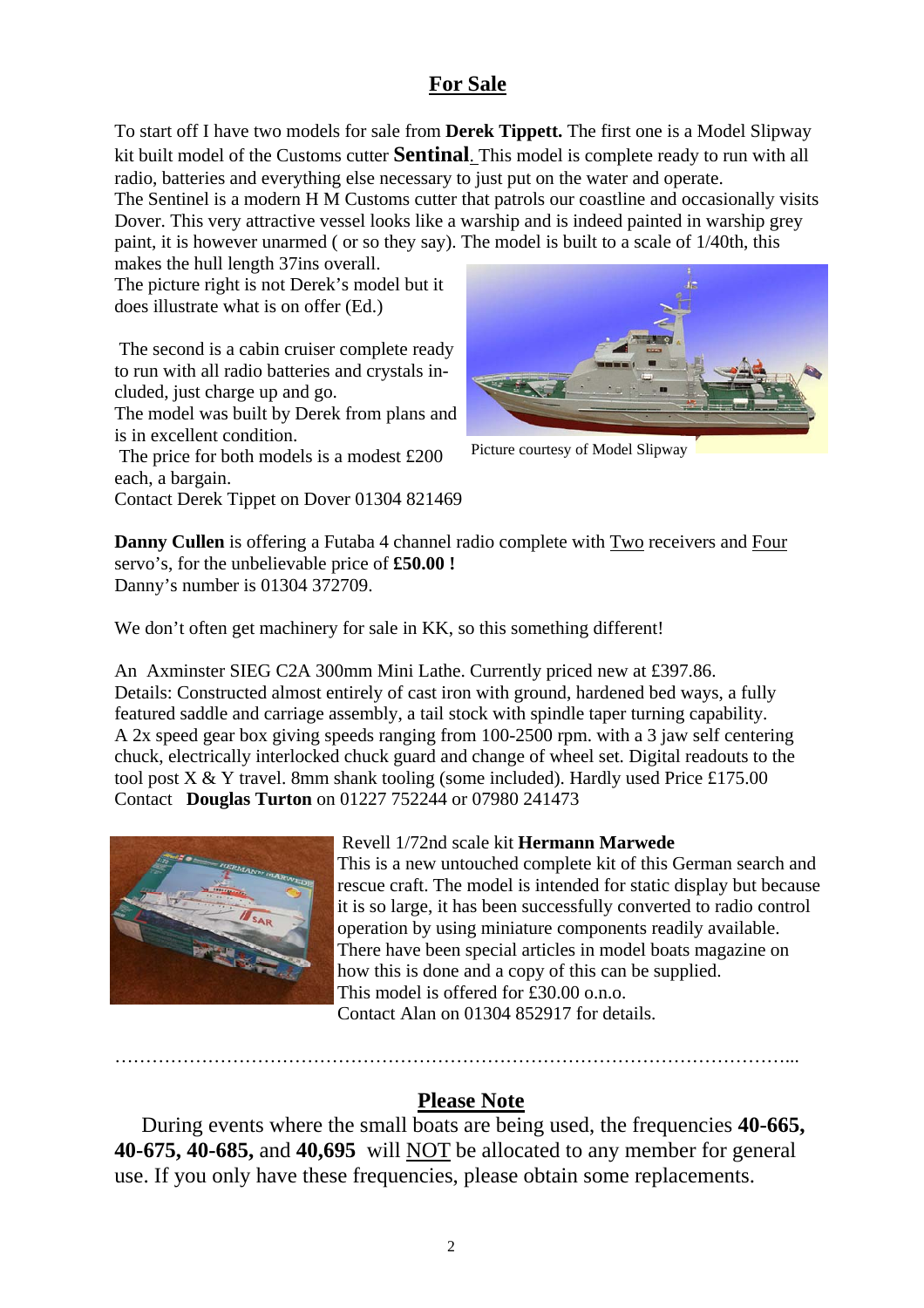## For Sale

To start off I have two models for sale from **Derek Tippett.** The first one is a Model Slipway kit built model of the Customs cutter **Sentinal**. This model is complete ready to run with all radio, batteries and everything else necessary to just put on the water and operate.
The Sentinel is a modern H M Customs cutter that patrols our coastline and occasionally visits Dover. This very attractive vessel looks like a warship and is indeed painted in warship grey paint, it is however unarmed ( or so they say). The model is built to a scale of 1/40th, this makes the hull length 37ins overall.
The picture right is not Derek's model but it does illustrate what is on offer (Ed.)

Picture courtesy of Model Slipway

The second is a cabin cruiser complete ready to run with all radio batteries and crystals included, just charge up and go.
The model was built by Derek from plans and is in excellent condition.
The price for both models is a modest £200 each, a bargain.
Contact Derek Tippet on Dover 01304 821469

**Danny Cullen** is offering a Futaba 4 channel radio complete with Two receivers and Four servo's, for the unbelievable price of **£50.00 !**
Danny's number is 01304 372709.

We don't often get machinery for sale in KK, so this something different!

An Axminster SIEG C2A 300mm Mini Lathe. Currently priced new at £397.86.
Details: Constructed almost entirely of cast iron with ground, hardened bed ways, a fully featured saddle and carriage assembly, a tail stock with spindle taper turning capability.
A 2x speed gear box giving speeds ranging from 100-2500 rpm. with a 3 jaw self centering chuck, electrically interlocked chuck guard and change of wheel set. Digital readouts to the tool post X & Y travel. 8mm shank tooling (some included). Hardly used Price £175.00
Contact **Douglas Turton** on 01227 752244 or 07980 241473

Revell 1/72nd scale kit **Hermann Marwede**
This is a new untouched complete kit of this German search and rescue craft. The model is intended for static display but because it is so large, it has been successfully converted to radio control operation by using miniature components readily available.
There have been special articles in model boats magazine on how this is done and a copy of this can be supplied.
This model is offered for £30.00 o.n.o.
Contact Alan on 01304 852917 for details.

……………………………………………………………………………………………...

## Please Note

During events where the small boats are being used, the frequencies **40-665, 40-675, 40-685,** and **40,695** will NOT be allocated to any member for general use. If you only have these frequencies, please obtain some replacements.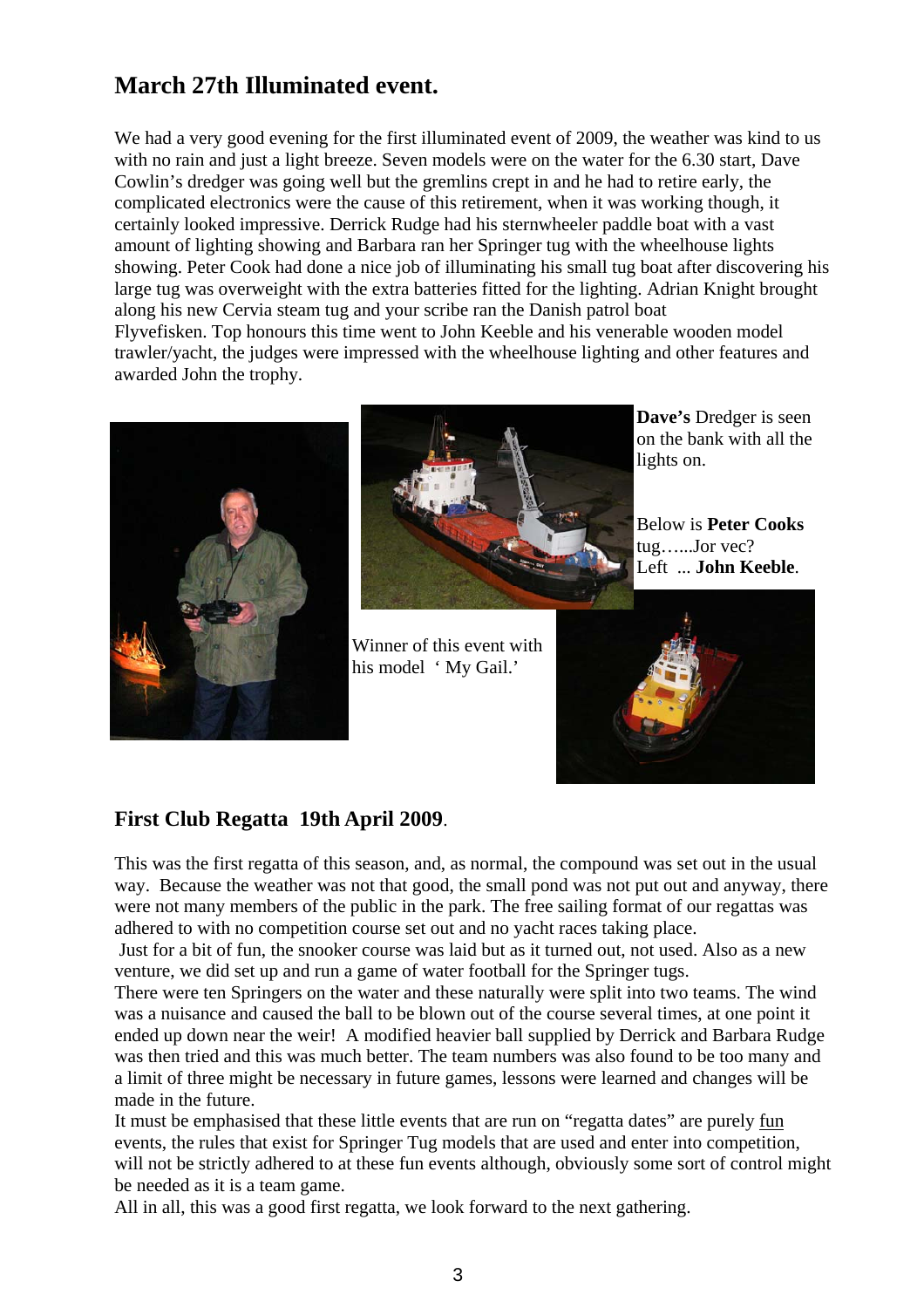## March 27th Illuminated event.

We had a very good evening for the first illuminated event of 2009, the weather was kind to us with no rain and just a light breeze. Seven models were on the water for the 6.30 start, Dave Cowlin's dredger was going well but the gremlins crept in and he had to retire early, the complicated electronics were the cause of this retirement, when it was working though, it certainly looked impressive. Derrick Rudge had his sternwheeler paddle boat with a vast amount of lighting showing and Barbara ran her Springer tug with the wheelhouse lights showing. Peter Cook had done a nice job of illuminating his small tug boat after discovering his large tug was overweight with the extra batteries fitted for the lighting. Adrian Knight brought along his new Cervia steam tug and your scribe ran the Danish patrol boat Flyvefisken. Top honours this time went to John Keeble and his venerable wooden model trawler/yacht, the judges were impressed with the wheelhouse lighting and other features and awarded John the trophy.

**Dave's** Dredger is seen on the bank with all the lights on.

Below is **Peter Cooks** tug…...Jor vec?

Left ... **John Keeble**.

Winner of this event with his model ' My Gail.'

## First Club Regatta 19th April 2009.

This was the first regatta of this season, and, as normal, the compound was set out in the usual way. Because the weather was not that good, the small pond was not put out and anyway, there were not many members of the public in the park. The free sailing format of our regattas was adhered to with no competition course set out and no yacht races taking place.

Just for a bit of fun, the snooker course was laid but as it turned out, not used. Also as a new venture, we did set up and run a game of water football for the Springer tugs.

There were ten Springers on the water and these naturally were split into two teams. The wind was a nuisance and caused the ball to be blown out of the course several times, at one point it ended up down near the weir! A modified heavier ball supplied by Derrick and Barbara Rudge was then tried and this was much better. The team numbers was also found to be too many and a limit of three might be necessary in future games, lessons were learned and changes will be made in the future.

It must be emphasised that these little events that are run on "regatta dates" are purely fun events, the rules that exist for Springer Tug models that are used and enter into competition, will not be strictly adhered to at these fun events although, obviously some sort of control might be needed as it is a team game.

All in all, this was a good first regatta, we look forward to the next gathering.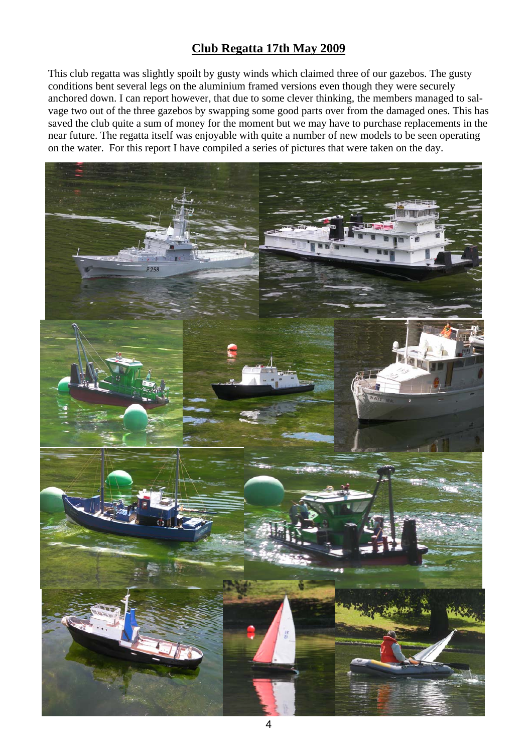## Club Regatta 17th May 2009

This club regatta was slightly spoilt by gusty winds which claimed three of our gazebos. The gusty conditions bent several legs on the aluminium framed versions even though they were securely anchored down. I can report however, that due to some clever thinking, the members managed to salvage two out of the three gazebos by swapping some good parts over from the damaged ones. This has saved the club quite a sum of money for the moment but we may have to purchase replacements in the near future. The regatta itself was enjoyable with quite a number of new models to be seen operating on the water. For this report I have compiled a series of pictures that were taken on the day.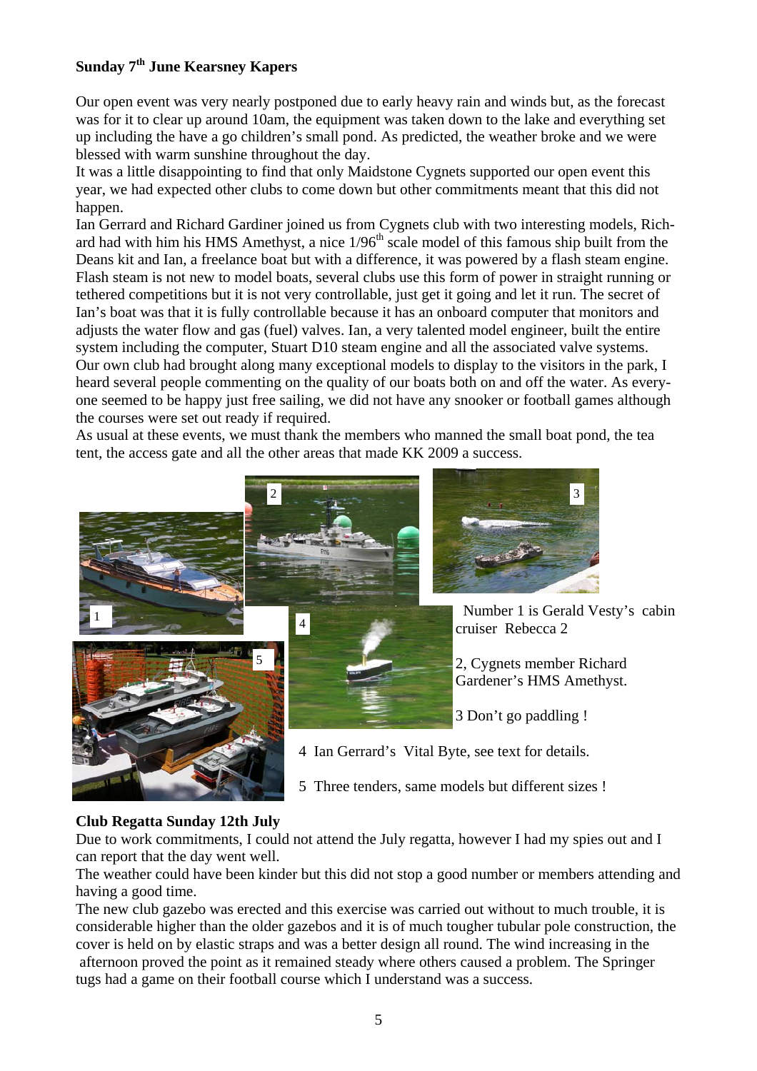### Sunday 7th June Kearsney Kapers

Our open event was very nearly postponed due to early heavy rain and winds but, as the forecast was for it to clear up around 10am, the equipment was taken down to the lake and everything set up including the have a go children's small pond. As predicted, the weather broke and we were blessed with warm sunshine throughout the day.

It was a little disappointing to find that only Maidstone Cygnets supported our open event this year, we had expected other clubs to come down but other commitments meant that this did not happen.

Ian Gerrard and Richard Gardiner joined us from Cygnets club with two interesting models, Richard had with him his HMS Amethyst, a nice 1/96th scale model of this famous ship built from the Deans kit and Ian, a freelance boat but with a difference, it was powered by a flash steam engine. Flash steam is not new to model boats, several clubs use this form of power in straight running or tethered competitions but it is not very controllable, just get it going and let it run. The secret of Ian's boat was that it is fully controllable because it has an onboard computer that monitors and adjusts the water flow and gas (fuel) valves. Ian, a very talented model engineer, built the entire system including the computer, Stuart D10 steam engine and all the associated valve systems.

Our own club had brought along many exceptional models to display to the visitors in the park, I heard several people commenting on the quality of our boats both on and off the water. As everyone seemed to be happy just free sailing, we did not have any snooker or football games although the courses were set out ready if required.

As usual at these events, we must thank the members who manned the small boat pond, the tea tent, the access gate and all the other areas that made KK 2009 a success.

Number 1 is Gerald Vesty's cabin cruiser Rebecca 2

2, Cygnets member Richard Gardener's HMS Amethyst.

3 Don't go paddling !

4 Ian Gerrard's Vital Byte, see text for details.

5 Three tenders, same models but different sizes !

### Club Regatta Sunday 12th July

Due to work commitments, I could not attend the July regatta, however I had my spies out and I can report that the day went well.

The weather could have been kinder but this did not stop a good number or members attending and having a good time.

The new club gazebo was erected and this exercise was carried out without to much trouble, it is considerable higher than the older gazebos and it is of much tougher tubular pole construction, the cover is held on by elastic straps and was a better design all round. The wind increasing in the afternoon proved the point as it remained steady where others caused a problem. The Springer tugs had a game on their football course which I understand was a success.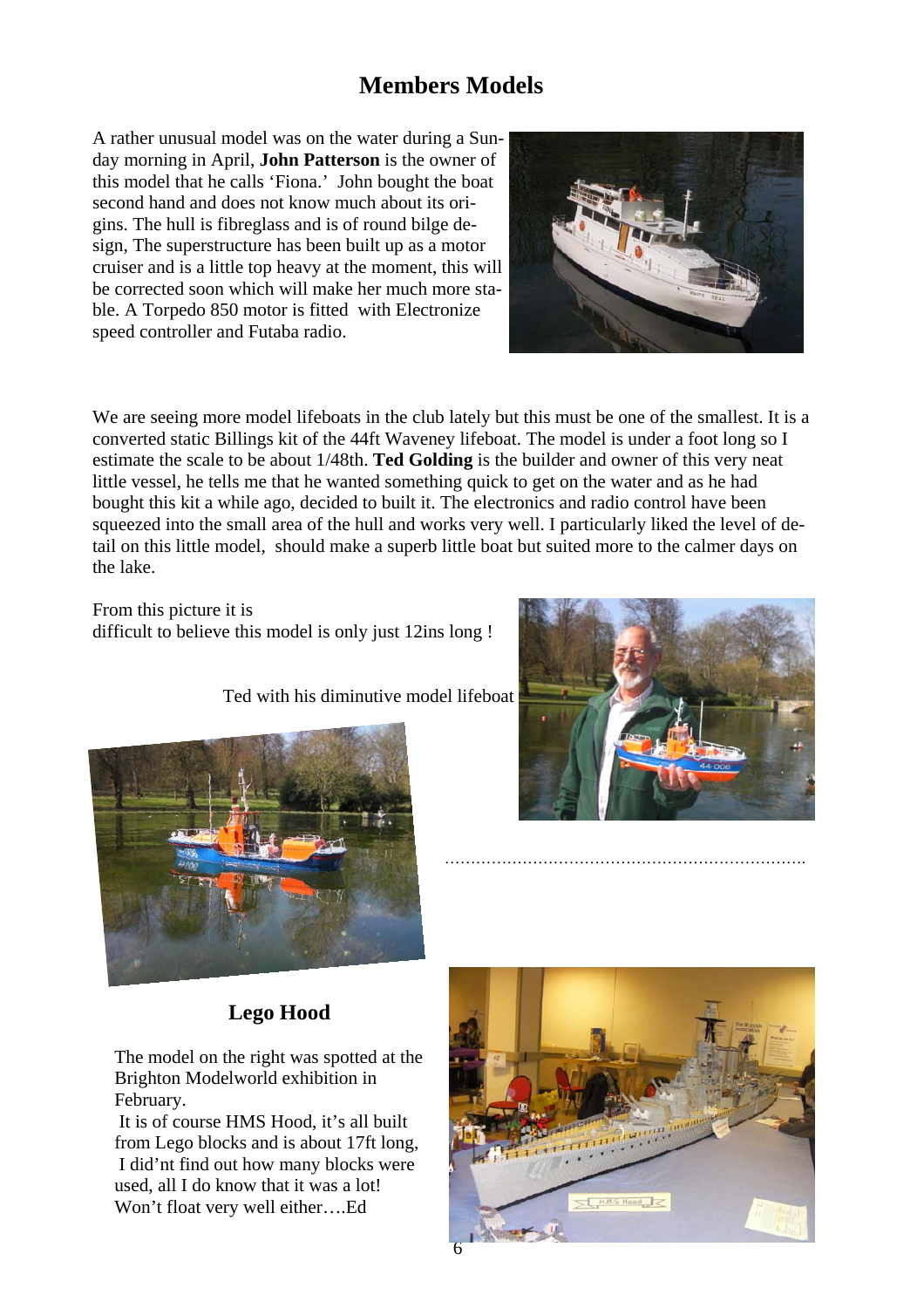# Members Models

A rather unusual model was on the water during a Sunday morning in April, **John Patterson** is the owner of this model that he calls 'Fiona.' John bought the boat second hand and does not know much about its origins. The hull is fibreglass and is of round bilge design, The superstructure has been built up as a motor cruiser and is a little top heavy at the moment, this will be corrected soon which will make her much more stable. A Torpedo 850 motor is fitted with Electronize speed controller and Futaba radio.

We are seeing more model lifeboats in the club lately but this must be one of the smallest. It is a converted static Billings kit of the 44ft Waveney lifeboat. The model is under a foot long so I estimate the scale to be about 1/48th. **Ted Golding** is the builder and owner of this very neat little vessel, he tells me that he wanted something quick to get on the water and as he had bought this kit a while ago, decided to built it. The electronics and radio control have been squeezed into the small area of the hull and works very well. I particularly liked the level of detail on this little model, should make a superb little boat but suited more to the calmer days on the lake.

From this picture it is difficult to believe this model is only just 12ins long !

Ted with his diminutive model lifeboat

……………………………………………………………

## Lego Hood

The model on the right was spotted at the Brighton Modelworld exhibition in February.

It is of course HMS Hood, it's all built from Lego blocks and is about 17ft long, I did'nt find out how many blocks were used, all I do know that it was a lot! Won't float very well either….Ed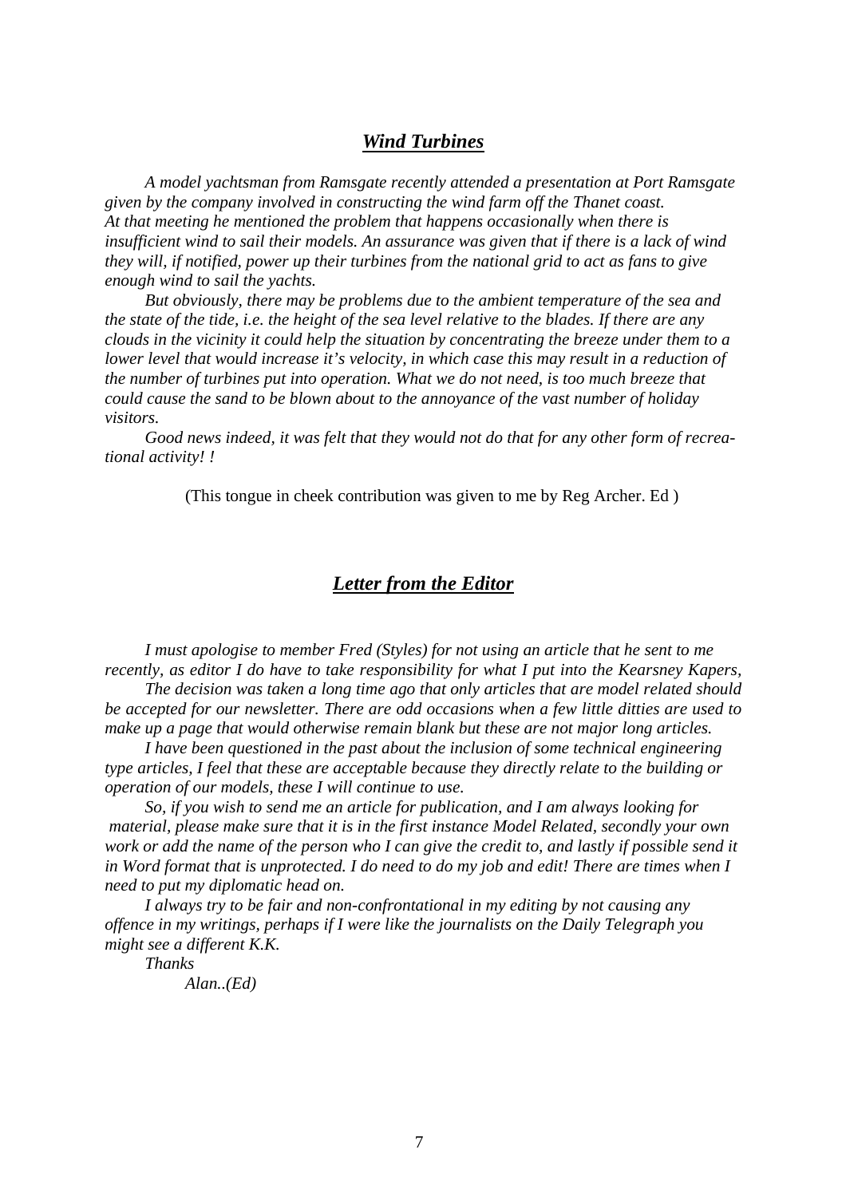## ***Wind Turbines***

*A model yachtsman from Ramsgate recently attended a presentation at Port Ramsgate given by the company involved in constructing the wind farm off the Thanet coast. At that meeting he mentioned the problem that happens occasionally when there is insufficient wind to sail their models. An assurance was given that if there is a lack of wind they will, if notified, power up their turbines from the national grid to act as fans to give enough wind to sail the yachts.*

*But obviously, there may be problems due to the ambient temperature of the sea and the state of the tide, i.e. the height of the sea level relative to the blades. If there are any clouds in the vicinity it could help the situation by concentrating the breeze under them to a lower level that would increase it's velocity, in which case this may result in a reduction of the number of turbines put into operation. What we do not need, is too much breeze that could cause the sand to be blown about to the annoyance of the vast number of holiday visitors.*

*Good news indeed, it was felt that they would not do that for any other form of recreational activity! !*

(This tongue in cheek contribution was given to me by Reg Archer. Ed )

## ***Letter from the Editor***

*I must apologise to member Fred (Styles) for not using an article that he sent to me recently, as editor I do have to take responsibility for what I put into the Kearsney Kapers,*

*The decision was taken a long time ago that only articles that are model related should be accepted for our newsletter. There are odd occasions when a few little ditties are used to make up a page that would otherwise remain blank but these are not major long articles.*

*I have been questioned in the past about the inclusion of some technical engineering type articles, I feel that these are acceptable because they directly relate to the building or operation of our models, these I will continue to use.*

*So, if you wish to send me an article for publication, and I am always looking for material, please make sure that it is in the first instance Model Related, secondly your own work or add the name of the person who I can give the credit to, and lastly if possible send it in Word format that is unprotected. I do need to do my job and edit! There are times when I need to put my diplomatic head on.*

*I always try to be fair and non-confrontational in my editing by not causing any offence in my writings, perhaps if I were like the journalists on the Daily Telegraph you might see a different K.K.*

*Thanks*

*Alan..(Ed)*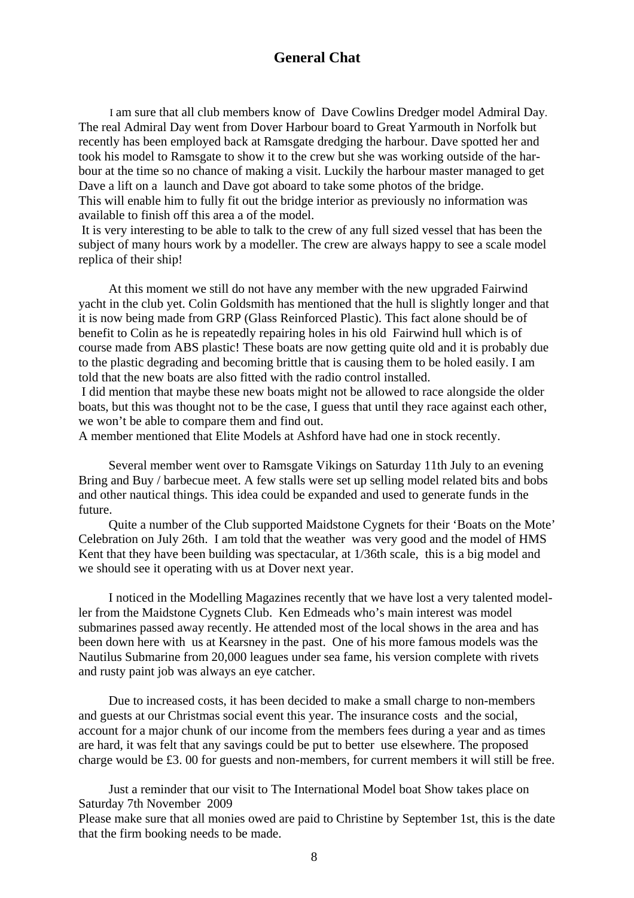## General Chat

I am sure that all club members know of Dave Cowlins Dredger model Admiral Day. The real Admiral Day went from Dover Harbour board to Great Yarmouth in Norfolk but recently has been employed back at Ramsgate dredging the harbour. Dave spotted her and took his model to Ramsgate to show it to the crew but she was working outside of the harbour at the time so no chance of making a visit. Luckily the harbour master managed to get Dave a lift on a launch and Dave got aboard to take some photos of the bridge.
This will enable him to fully fit out the bridge interior as previously no information was available to finish off this area a of the model.
It is very interesting to be able to talk to the crew of any full sized vessel that has been the subject of many hours work by a modeller. The crew are always happy to see a scale model replica of their ship!

At this moment we still do not have any member with the new upgraded Fairwind yacht in the club yet. Colin Goldsmith has mentioned that the hull is slightly longer and that it is now being made from GRP (Glass Reinforced Plastic). This fact alone should be of benefit to Colin as he is repeatedly repairing holes in his old Fairwind hull which is of course made from ABS plastic! These boats are now getting quite old and it is probably due to the plastic degrading and becoming brittle that is causing them to be holed easily. I am told that the new boats are also fitted with the radio control installed.
I did mention that maybe these new boats might not be allowed to race alongside the older boats, but this was thought not to be the case, I guess that until they race against each other, we won't be able to compare them and find out.
A member mentioned that Elite Models at Ashford have had one in stock recently.

Several member went over to Ramsgate Vikings on Saturday 11th July to an evening Bring and Buy / barbecue meet. A few stalls were set up selling model related bits and bobs and other nautical things. This idea could be expanded and used to generate funds in the future.

Quite a number of the Club supported Maidstone Cygnets for their 'Boats on the Mote' Celebration on July 26th. I am told that the weather was very good and the model of HMS Kent that they have been building was spectacular, at 1/36th scale, this is a big model and we should see it operating with us at Dover next year.

I noticed in the Modelling Magazines recently that we have lost a very talented modeller from the Maidstone Cygnets Club. Ken Edmeads who's main interest was model submarines passed away recently. He attended most of the local shows in the area and has been down here with us at Kearsney in the past. One of his more famous models was the Nautilus Submarine from 20,000 leagues under sea fame, his version complete with rivets and rusty paint job was always an eye catcher.

Due to increased costs, it has been decided to make a small charge to non-members and guests at our Christmas social event this year. The insurance costs and the social, account for a major chunk of our income from the members fees during a year and as times are hard, it was felt that any savings could be put to better use elsewhere. The proposed charge would be £3. 00 for guests and non-members, for current members it will still be free.

Just a reminder that our visit to The International Model boat Show takes place on Saturday 7th November 2009
Please make sure that all monies owed are paid to Christine by September 1st, this is the date that the firm booking needs to be made.